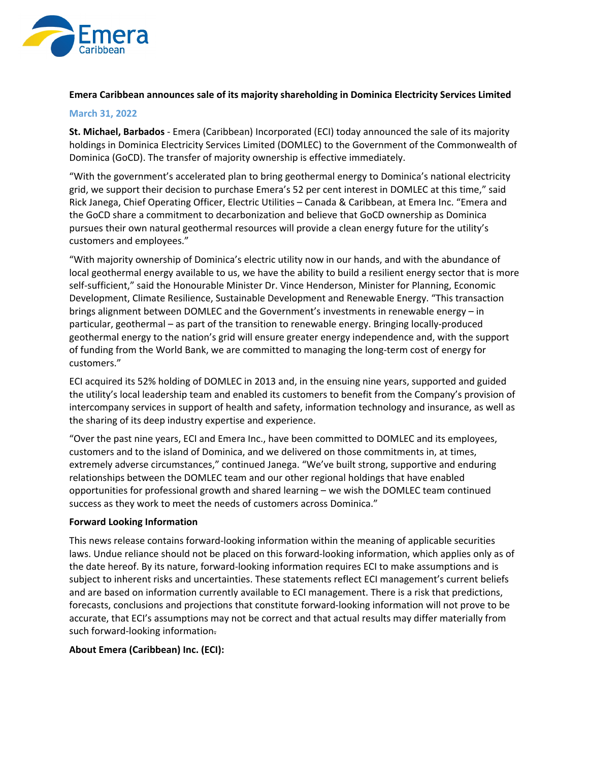**Emera Caribbean announces sale of its majority shareholding in Dominica Electricity Services Limited**

**March 31, 2022**

**St. Michael, Barbados** - Emera (Caribbean) Incorporated (ECI) today announced the sale of its majority holdings in Dominica Electricity Services Limited (DOMLEC) to the Government of the Commonwealth of Dominica (GoCD). The transfer of majority ownership is effective immediately.

"With the government's accelerated plan to bring geothermal energy to Dominica's national electricity grid, we support their decision to purchase Emera's 52 per cent interest in DOMLEC at this time," said Rick Janega, Chief Operating Officer, Electric Utilities – Canada & Caribbean, at Emera Inc. "Emera and the GoCD share a commitment to decarbonization and believe that GoCD ownership as Dominica pursues their own natural geothermal resources will provide a clean energy future for the utility's customers and employees."

"With majority ownership of Dominica's electric utility now in our hands, and with the abundance of local geothermal energy available to us, we have the ability to build a resilient energy sector that is more self-sufficient," said the Honourable Minister Dr. Vince Henderson, Minister for Planning, Economic Development, Climate Resilience, Sustainable Development and Renewable Energy. "This transaction brings alignment between DOMLEC and the Government's investments in renewable energy – in particular, geothermal – as part of the transition to renewable energy. Bringing locally-produced geothermal energy to the nation's grid will ensure greater energy independence and, with the support of funding from the World Bank, we are committed to managing the long-term cost of energy for customers."

ECI acquired its 52% holding of DOMLEC in 2013 and, in the ensuing nine years, supported and guided the utility's local leadership team and enabled its customers to benefit from the Company's provision of intercompany services in support of health and safety, information technology and insurance, as well as the sharing of its deep industry expertise and experience.

"Over the past nine years, ECI and Emera Inc., have been committed to DOMLEC and its employees, customers and to the island of Dominica, and we delivered on those commitments in, at times, extremely adverse circumstances," continued Janega. "We've built strong, supportive and enduring relationships between the DOMLEC team and our other regional holdings that have enabled opportunities for professional growth and shared learning – we wish the DOMLEC team continued success as they work to meet the needs of customers across Dominica."

**Forward Looking Information**

This news release contains forward-looking information within the meaning of applicable securities laws. Undue reliance should not be placed on this forward-looking information, which applies only as of the date hereof. By its nature, forward-looking information requires ECI to make assumptions and is subject to inherent risks and uncertainties. These statements reflect ECI management's current beliefs and are based on information currently available to ECI management. There is a risk that predictions, forecasts, conclusions and projections that constitute forward-looking information will not prove to be accurate, that ECI's assumptions may not be correct and that actual results may differ materially from such forward-looking information.

**About Emera (Caribbean) Inc. (ECI):**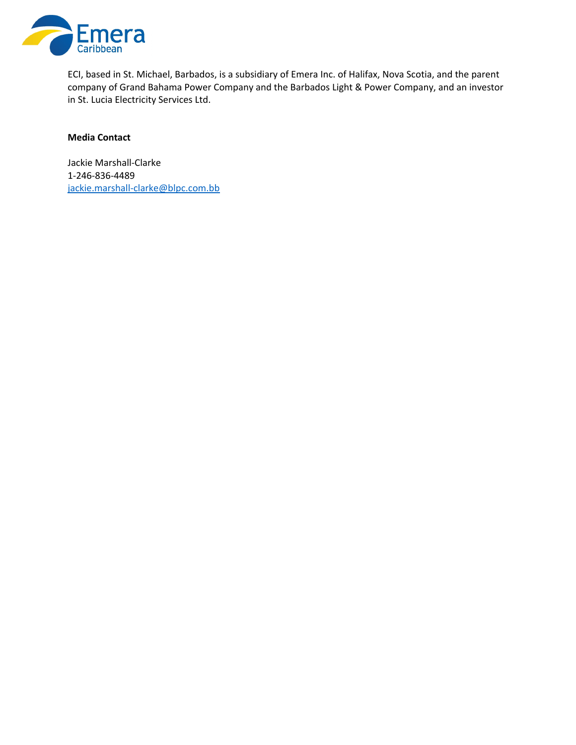ECI, based in St. Michael, Barbados, is a subsidiary of Emera Inc. of Halifax, Nova Scotia, and the parent company of Grand Bahama Power Company and the Barbados Light & Power Company, and an investor in St. Lucia Electricity Services Ltd.

**Media Contact**

Jackie Marshall-Clarke
1-246-836-4489
jackie.marshall-clarke@blpc.com.bb